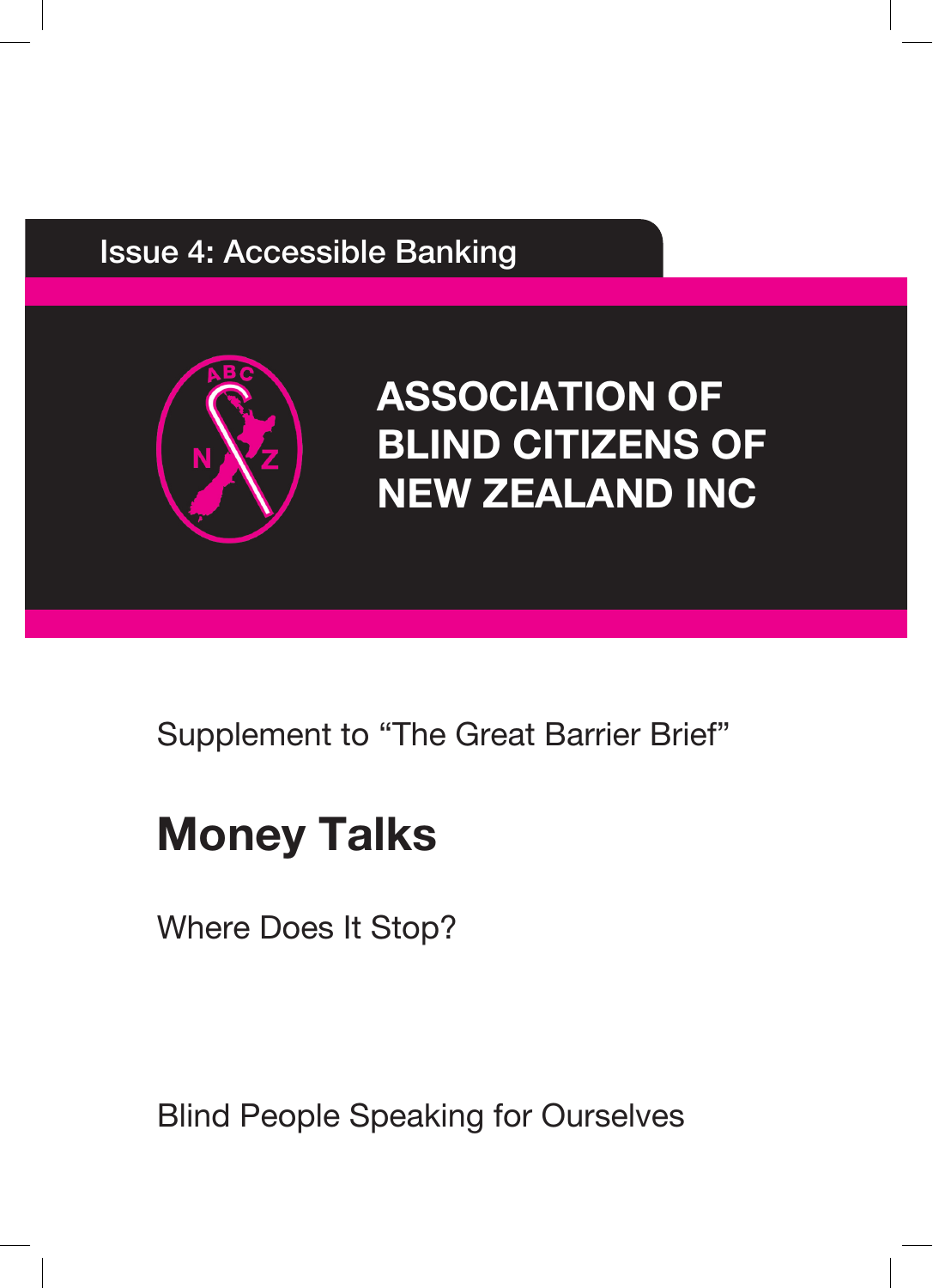Issue 4: Accessible Banking

# ASSOCIATION OF BLIND CITIZENS OF NEW ZEALAND INC

Supplement to "The Great Barrier Brief"

## Money Talks

Where Does It Stop?

Blind People Speaking for Ourselves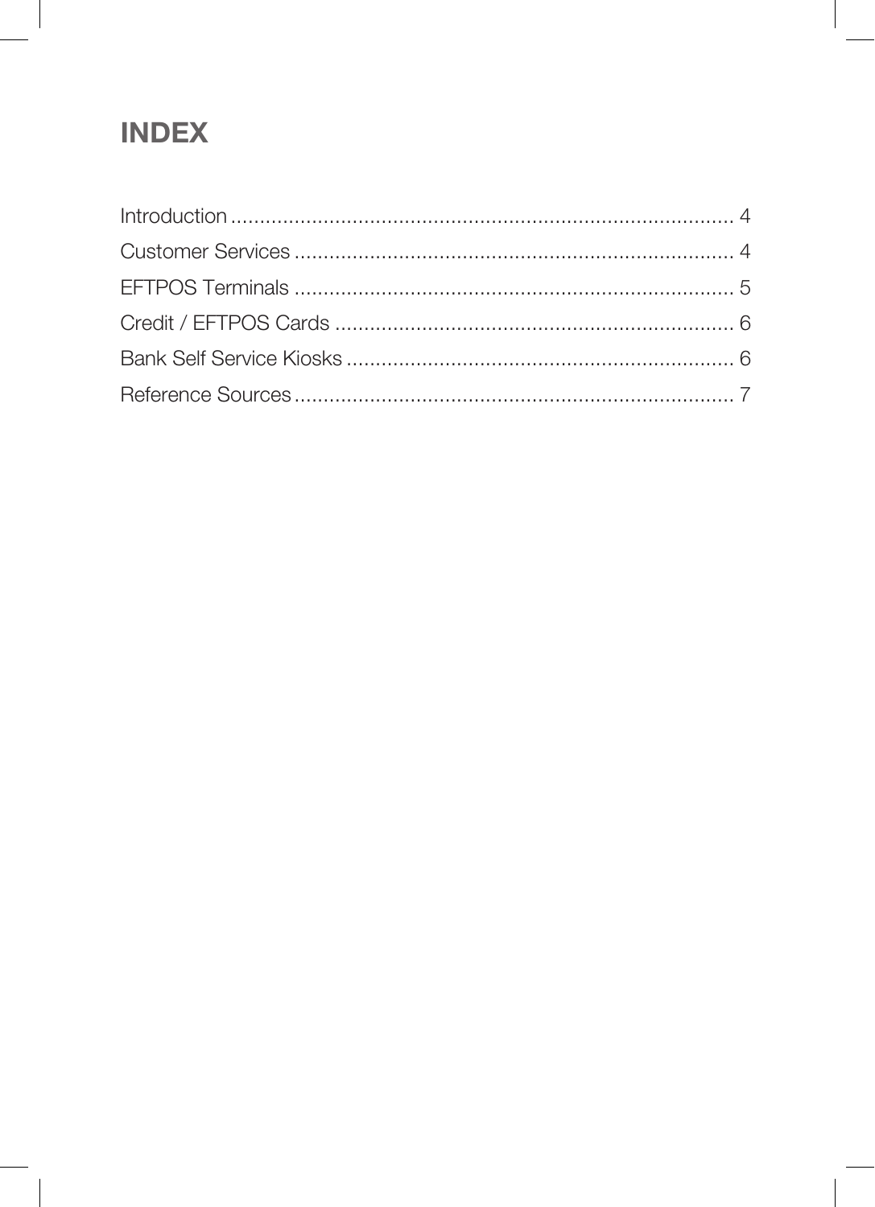# INDEX

Introduction ........................................................................................ 4

Customer Services .............................................................................. 4

EFTPOS Terminals .............................................................................. 5

Credit / EFTPOS Cards ....................................................................... 6

Bank Self Service Kiosks ..................................................................... 6

Reference Sources .............................................................................. 7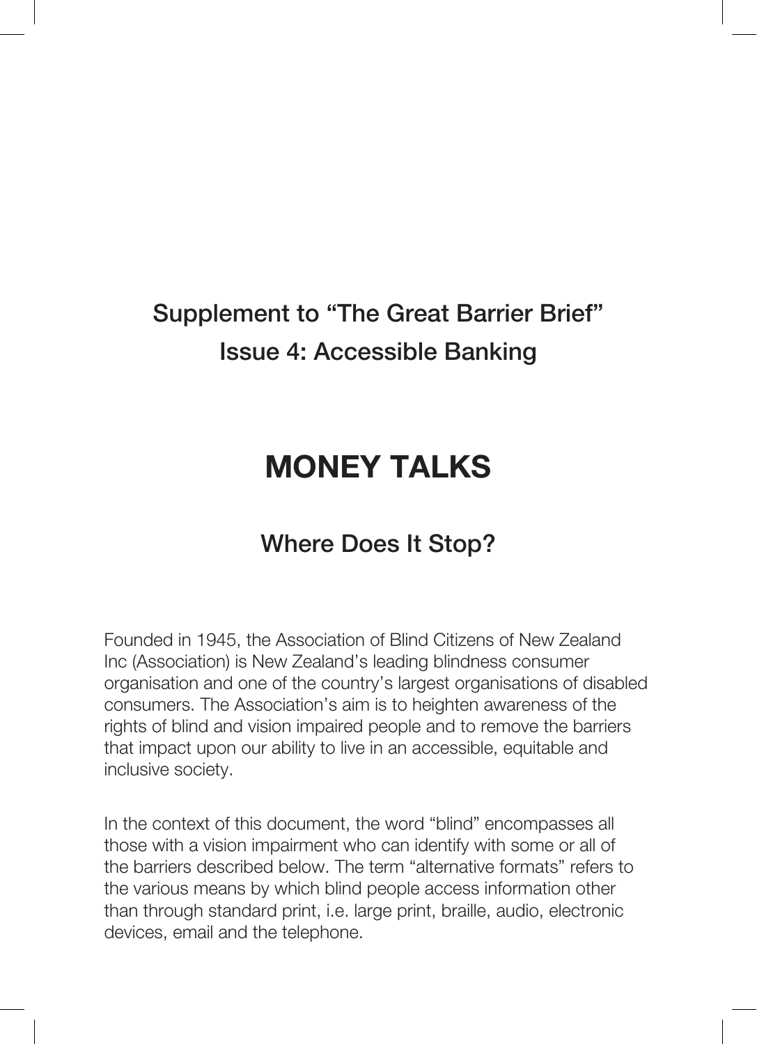## Supplement to "The Great Barrier Brief"
## Issue 4: Accessible Banking

# MONEY TALKS

## Where Does It Stop?

Founded in 1945, the Association of Blind Citizens of New Zealand Inc (Association) is New Zealand's leading blindness consumer organisation and one of the country's largest organisations of disabled consumers. The Association's aim is to heighten awareness of the rights of blind and vision impaired people and to remove the barriers that impact upon our ability to live in an accessible, equitable and inclusive society.

In the context of this document, the word "blind" encompasses all those with a vision impairment who can identify with some or all of the barriers described below. The term "alternative formats" refers to the various means by which blind people access information other than through standard print, i.e. large print, braille, audio, electronic devices, email and the telephone.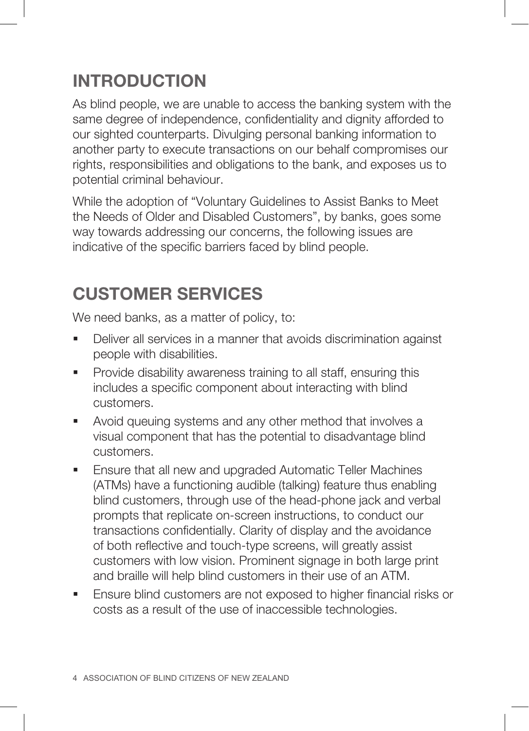## INTRODUCTION

As blind people, we are unable to access the banking system with the same degree of independence, confidentiality and dignity afforded to our sighted counterparts. Divulging personal banking information to another party to execute transactions on our behalf compromises our rights, responsibilities and obligations to the bank, and exposes us to potential criminal behaviour.

While the adoption of "Voluntary Guidelines to Assist Banks to Meet the Needs of Older and Disabled Customers", by banks, goes some way towards addressing our concerns, the following issues are indicative of the specific barriers faced by blind people.

## CUSTOMER SERVICES

We need banks, as a matter of policy, to:

- Deliver all services in a manner that avoids discrimination against people with disabilities.
- Provide disability awareness training to all staff, ensuring this includes a specific component about interacting with blind customers.
- Avoid queuing systems and any other method that involves a visual component that has the potential to disadvantage blind customers.
- Ensure that all new and upgraded Automatic Teller Machines (ATMs) have a functioning audible (talking) feature thus enabling blind customers, through use of the head-phone jack and verbal prompts that replicate on-screen instructions, to conduct our transactions confidentially. Clarity of display and the avoidance of both reflective and touch-type screens, will greatly assist customers with low vision. Prominent signage in both large print and braille will help blind customers in their use of an ATM.
- Ensure blind customers are not exposed to higher financial risks or costs as a result of the use of inaccessible technologies.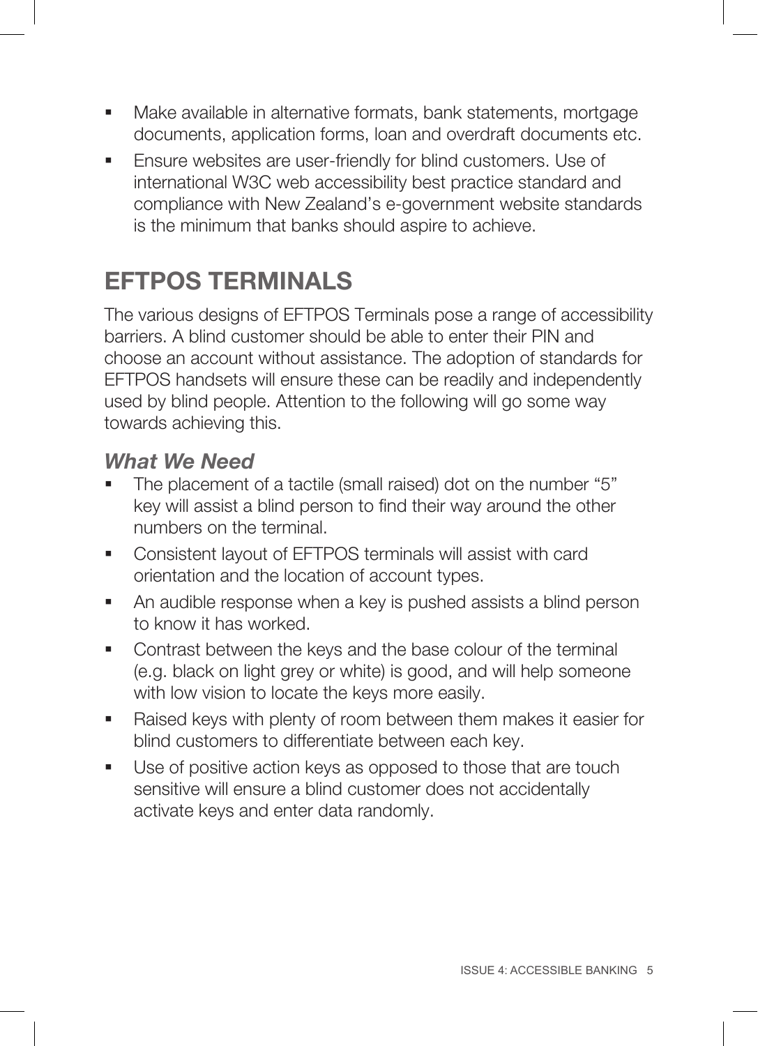- Make available in alternative formats, bank statements, mortgage documents, application forms, loan and overdraft documents etc.
- Ensure websites are user-friendly for blind customers. Use of international W3C web accessibility best practice standard and compliance with New Zealand's e-government website standards is the minimum that banks should aspire to achieve.

## EFTPOS TERMINALS

The various designs of EFTPOS Terminals pose a range of accessibility barriers. A blind customer should be able to enter their PIN and choose an account without assistance. The adoption of standards for EFTPOS handsets will ensure these can be readily and independently used by blind people. Attention to the following will go some way towards achieving this.

### *What We Need*

- The placement of a tactile (small raised) dot on the number "5" key will assist a blind person to find their way around the other numbers on the terminal.
- Consistent layout of EFTPOS terminals will assist with card orientation and the location of account types.
- An audible response when a key is pushed assists a blind person to know it has worked.
- Contrast between the keys and the base colour of the terminal (e.g. black on light grey or white) is good, and will help someone with low vision to locate the keys more easily.
- Raised keys with plenty of room between them makes it easier for blind customers to differentiate between each key.
- Use of positive action keys as opposed to those that are touch sensitive will ensure a blind customer does not accidentally activate keys and enter data randomly.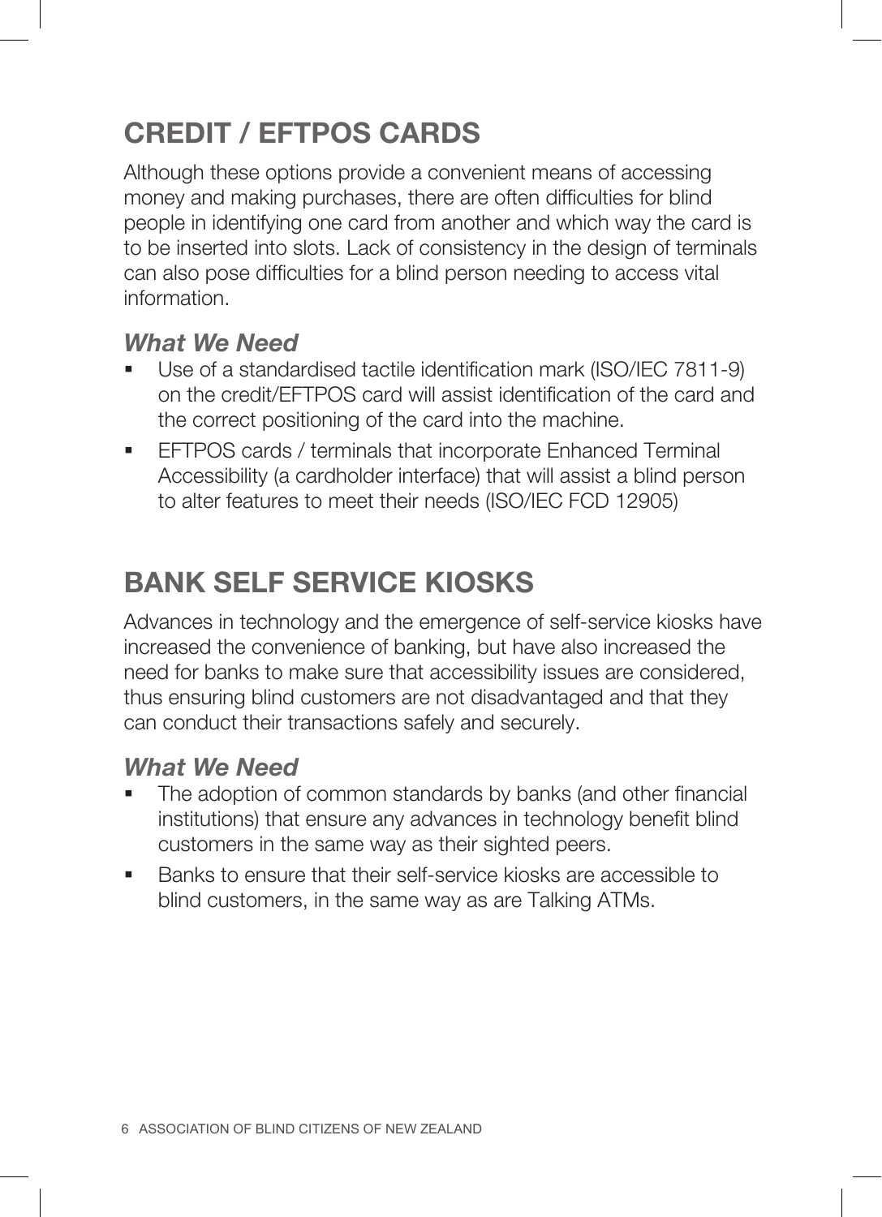## CREDIT / EFTPOS CARDS

Although these options provide a convenient means of accessing money and making purchases, there are often difficulties for blind people in identifying one card from another and which way the card is to be inserted into slots. Lack of consistency in the design of terminals can also pose difficulties for a blind person needing to access vital information.

### *What We Need*

- Use of a standardised tactile identification mark (ISO/IEC 7811-9) on the credit/EFTPOS card will assist identification of the card and the correct positioning of the card into the machine.
- EFTPOS cards / terminals that incorporate Enhanced Terminal Accessibility (a cardholder interface) that will assist a blind person to alter features to meet their needs (ISO/IEC FCD 12905)

## BANK SELF SERVICE KIOSKS

Advances in technology and the emergence of self-service kiosks have increased the convenience of banking, but have also increased the need for banks to make sure that accessibility issues are considered, thus ensuring blind customers are not disadvantaged and that they can conduct their transactions safely and securely.

### *What We Need*

- The adoption of common standards by banks (and other financial institutions) that ensure any advances in technology benefit blind customers in the same way as their sighted peers.
- Banks to ensure that their self-service kiosks are accessible to blind customers, in the same way as are Talking ATMs.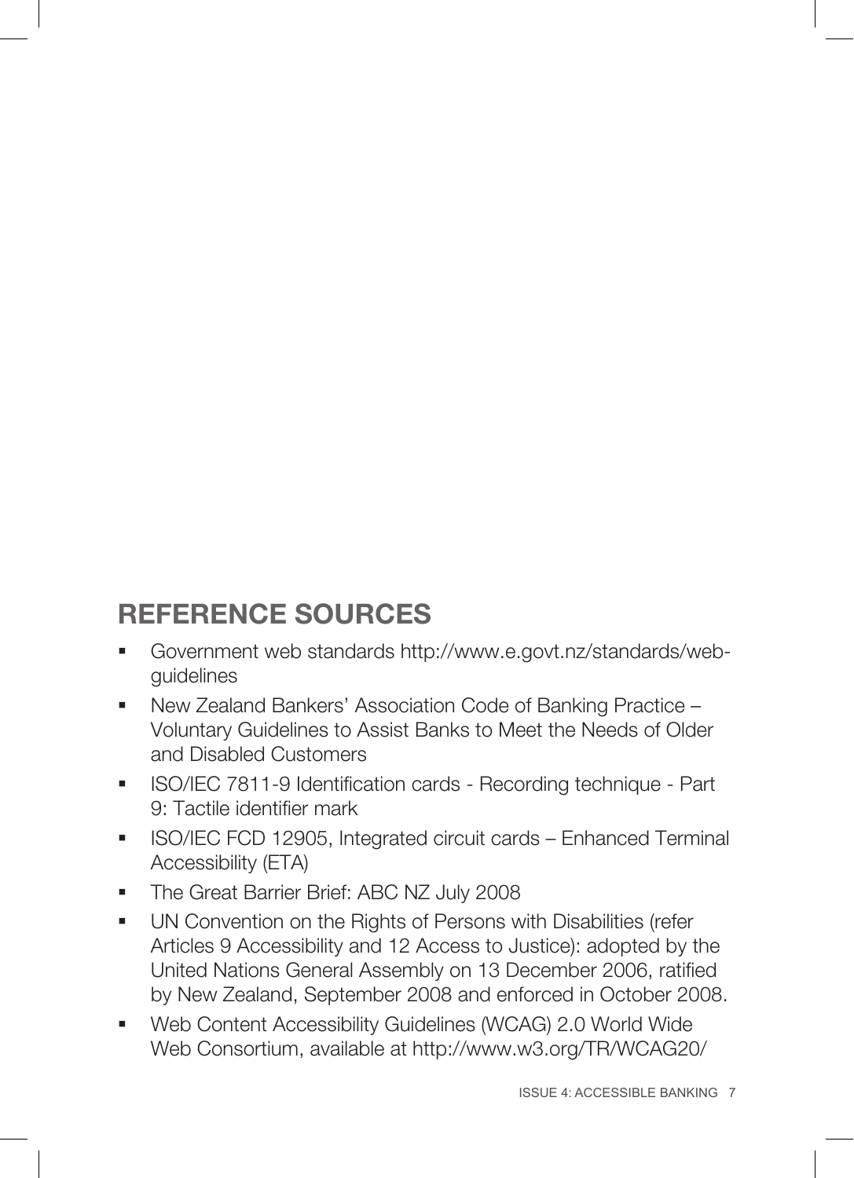## REFERENCE SOURCES

- Government web standards http://www.e.govt.nz/standards/web-guidelines
- New Zealand Bankers' Association Code of Banking Practice – Voluntary Guidelines to Assist Banks to Meet the Needs of Older and Disabled Customers
- ISO/IEC 7811-9 Identification cards - Recording technique - Part 9: Tactile identifier mark
- ISO/IEC FCD 12905, Integrated circuit cards – Enhanced Terminal Accessibility (ETA)
- The Great Barrier Brief: ABC NZ July 2008
- UN Convention on the Rights of Persons with Disabilities (refer Articles 9 Accessibility and 12 Access to Justice): adopted by the United Nations General Assembly on 13 December 2006, ratified by New Zealand, September 2008 and enforced in October 2008.
- Web Content Accessibility Guidelines (WCAG) 2.0 World Wide Web Consortium, available at http://www.w3.org/TR/WCAG20/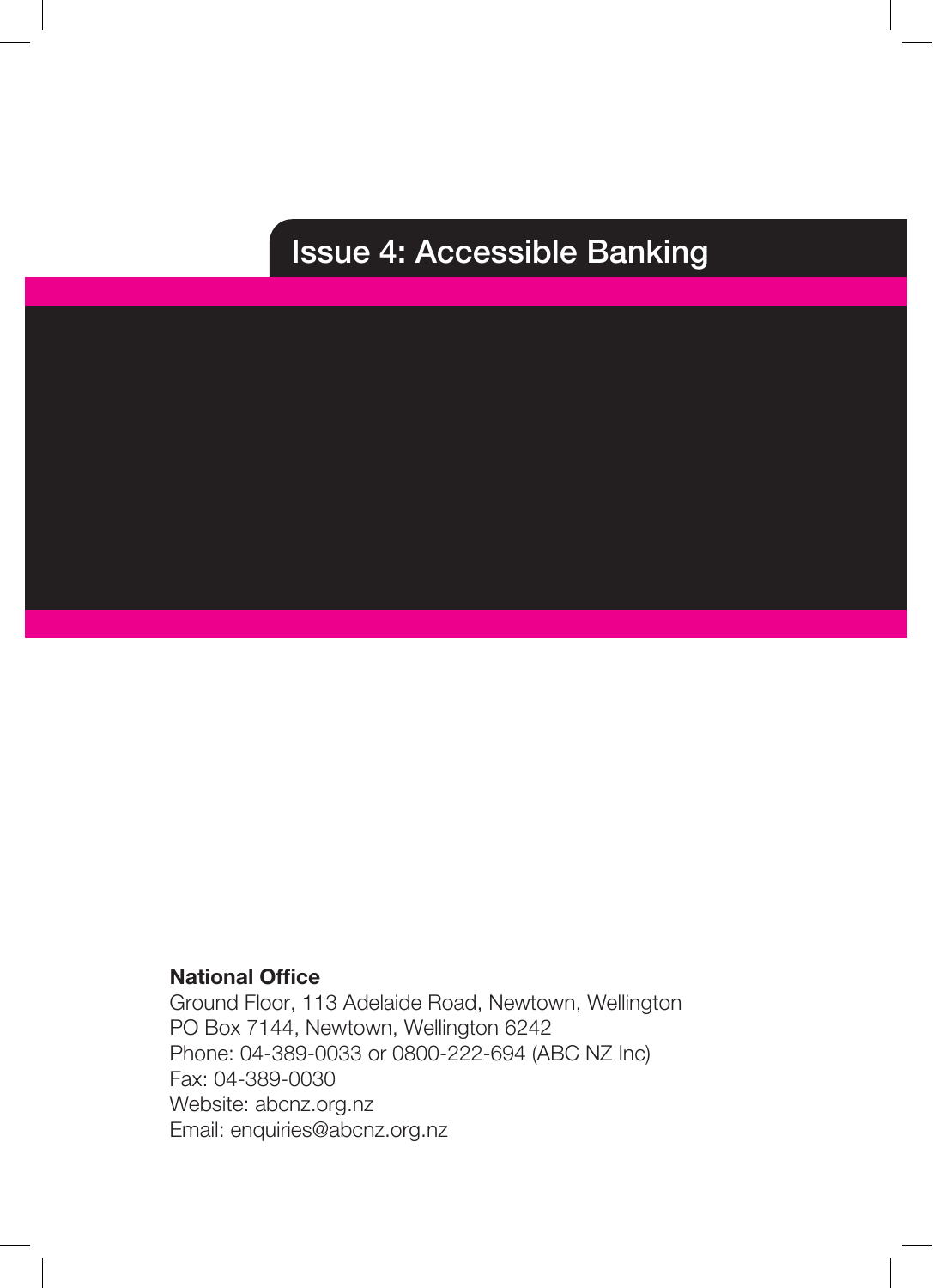# Issue 4: Accessible Banking

**National Office**
Ground Floor, 113 Adelaide Road, Newtown, Wellington
PO Box 7144, Newtown, Wellington 6242
Phone: 04-389-0033 or 0800-222-694 (ABC NZ Inc)
Fax: 04-389-0030
Website: abcnz.org.nz
Email: enquiries@abcnz.org.nz